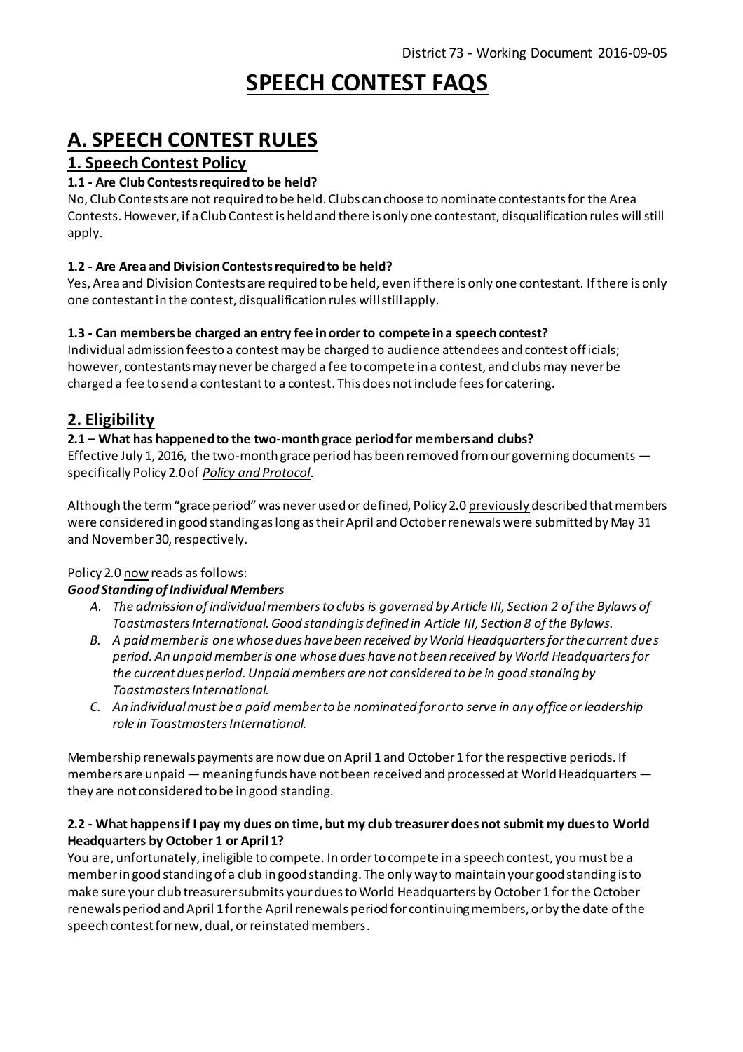District 73 - Working Document 2016-09-05

# SPEECH CONTEST FAQS

# A. SPEECH CONTEST RULES

## 1. Speech Contest Policy

### 1.1 - Are Club Contests required to be held?

No, Club Contests are not required to be held. Clubs can choose to nominate contestants for the Area Contests. However, if a Club Contest is held and there is only one contestant, disqualification rules will still apply.

### 1.2 - Are Area and Division Contests required to be held?

Yes, Area and Division Contests are required to be held, even if there is only one contestant. If there is only one contestant in the contest, disqualification rules will still apply.

### 1.3 - Can members be charged an entry fee in order to compete in a speech contest?

Individual admission fees to a contest may be charged to audience attendees and contest officials; however, contestants may never be charged a fee to compete in a contest, and clubs may never be charged a fee to send a contestant to a contest. This does not include fees for catering.

## 2. Eligibility

### 2.1 – What has happened to the two-month grace period for members and clubs?

Effective July 1, 2016, the two-month grace period has been removed from our governing documents — specifically Policy 2.0 of *Policy and Protocol*.

Although the term "grace period" was never used or defined, Policy 2.0 previously described that members were considered in good standing as long as their April and October renewals were submitted by May 31 and November 30, respectively.

Policy 2.0 now reads as follows:

***Good Standing of Individual Members***

A. *The admission of individual members to clubs is governed by Article III, Section 2 of the Bylaws of Toastmasters International. Good standing is defined in Article III, Section 8 of the Bylaws.*
B. *A paid member is one whose dues have been received by World Headquarters for the current dues period. An unpaid member is one whose dues have not been received by World Headquarters for the current dues period. Unpaid members are not considered to be in good standing by Toastmasters International.*
C. *An individual must be a paid member to be nominated for or to serve in any office or leadership role in Toastmasters International.*

Membership renewals payments are now due on April 1 and October 1 for the respective periods. If members are unpaid — meaning funds have not been received and processed at World Headquarters — they are not considered to be in good standing.

### 2.2 - What happens if I pay my dues on time, but my club treasurer does not submit my dues to World Headquarters by October 1 or April 1?

You are, unfortunately, ineligible to compete. In order to compete in a speech contest, you must be a member in good standing of a club in good standing. The only way to maintain your good standing is to make sure your club treasurer submits your dues to World Headquarters by October 1 for the October renewals period and April 1 for the April renewals period for continuing members, or by the date of the speech contest for new, dual, or reinstated members.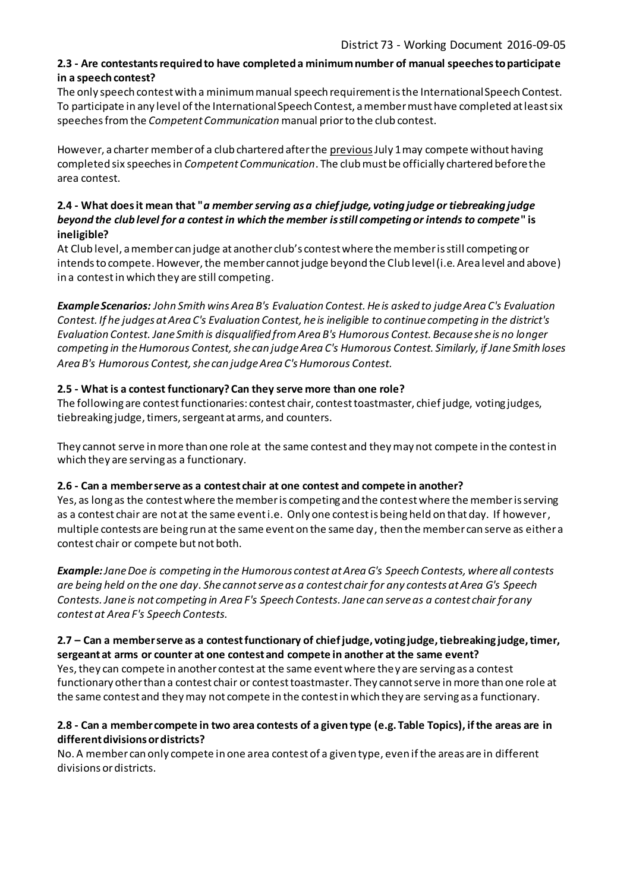**2.3 - Are contestants required to have completed a minimum number of manual speeches to participate in a speech contest?**

The only speech contest with a minimum manual speech requirement is the International Speech Contest. To participate in any level of the International Speech Contest, a member must have completed at least six speeches from the *Competent Communication* manual prior to the club contest.

However, a charter member of a club chartered after the previous July 1 may compete without having completed six speeches in *Competent Communication*. The club must be officially chartered before the area contest.

**2.4 - What does it mean that "*a member serving as a chief judge, voting judge or tiebreaking judge beyond the club level for a contest in which the member is still competing or intends to compete*" is ineligible?**

At Club level, a member can judge at another club's contest where the member is still competing or intends to compete. However, the member cannot judge beyond the Club level (i.e. Area level and above) in a contest in which they are still competing.

***Example Scenarios:*** *John Smith wins Area B's Evaluation Contest. He is asked to judge Area C's Evaluation Contest. If he judges at Area C's Evaluation Contest, he is ineligible to continue competing in the district's Evaluation Contest. Jane Smith is disqualified from Area B's Humorous Contest. Because she is no longer competing in the Humorous Contest, she can judge Area C's Humorous Contest. Similarly, if Jane Smith loses Area B's Humorous Contest, she can judge Area C's Humorous Contest.*

**2.5 - What is a contest functionary? Can they serve more than one role?**

The following are contest functionaries: contest chair, contest toastmaster, chief judge, voting judges, tiebreaking judge, timers, sergeant at arms, and counters.

They cannot serve in more than one role at the same contest and they may not compete in the contest in which they are serving as a functionary.

**2.6 - Can a member serve as a contest chair at one contest and compete in another?**

Yes, as long as the contest where the member is competing and the contest where the member is serving as a contest chair are not at the same event i.e. Only one contest is being held on that day. If however, multiple contests are being run at the same event on the same day, then the member can serve as either a contest chair or compete but not both.

***Example:*** *Jane Doe is competing in the Humorous contest at Area G's Speech Contests, where all contests are being held on the one day. She cannot serve as a contest chair for any contests at Area G's Speech Contests. Jane is not competing in Area F's Speech Contests. Jane can serve as a contest chair for any contest at Area F's Speech Contests.*

**2.7 – Can a member serve as a contest functionary of chief judge, voting judge, tiebreaking judge, timer, sergeant at arms or counter at one contest and compete in another at the same event?**

Yes, they can compete in another contest at the same event where they are serving as a contest functionary other than a contest chair or contest toastmaster. They cannot serve in more than one role at the same contest and they may not compete in the contest in which they are serving as a functionary.

**2.8 - Can a member compete in two area contests of a given type (e.g. Table Topics), if the areas are in different divisions or districts?**

No. A member can only compete in one area contest of a given type, even if the areas are in different divisions or districts.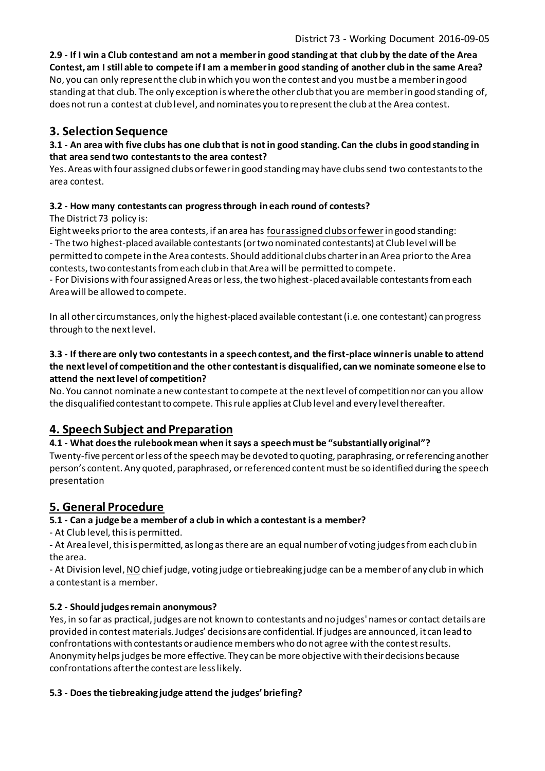**2.9 - If I win a Club contest and am not a member in good standing at that club by the date of the Area Contest, am I still able to compete if I am a member in good standing of another club in the same Area?**
No, you can only represent the club in which you won the contest and you must be a member in good standing at that club. The only exception is where the other club that you are member in good standing of, does not run a contest at club level, and nominates you to represent the club at the Area contest.

## 3. Selection Sequence

**3.1 - An area with five clubs has one club that is not in good standing. Can the clubs in good standing in that area send two contestants to the area contest?**
Yes. Areas with four assigned clubs or fewer in good standing may have clubs send two contestants to the area contest.

**3.2 - How many contestants can progress through in each round of contests?**
The District 73 policy is:
Eight weeks prior to the area contests, if an area has <u>four assigned clubs or fewer</u> in good standing:
- The two highest-placed available contestants (or two nominated contestants) at Club level will be permitted to compete in the Area contests. Should additional clubs charter in an Area prior to the Area contests, two contestants from each club in that Area will be permitted to compete.
- For Divisions with four assigned Areas or less, the two highest-placed available contestants from each Area will be allowed to compete.

In all other circumstances, only the highest-placed available contestant (i.e. one contestant) can progress through to the next level.

**3.3 - If there are only two contestants in a speech contest, and the first-place winner is unable to attend the next level of competition and the other contestant is disqualified, can we nominate someone else to attend the next level of competition?**
No. You cannot nominate a new contestant to compete at the next level of competition nor can you allow the disqualified contestant to compete. This rule applies at Club level and every level thereafter.

## 4. Speech Subject and Preparation

**4.1 - What does the rulebook mean when it says a speech must be "substantially original"?**
Twenty-five percent or less of the speech may be devoted to quoting, paraphrasing, or referencing another person's content. Any quoted, paraphrased, or referenced content must be so identified during the speech presentation

## 5. General Procedure

**5.1 - Can a judge be a member of a club in which a contestant is a member?**
- At Club level, this is permitted.
- At Area level, this is permitted, as long as there are an equal number of voting judges from each club in the area.
- At Division level, <u>NO</u> chief judge, voting judge or tiebreaking judge can be a member of any club in which a contestant is a member.

**5.2 - Should judges remain anonymous?**
Yes, in so far as practical, judges are not known to contestants and no judges' names or contact details are provided in contest materials. Judges' decisions are confidential. If judges are announced, it can lead to confrontations with contestants or audience members who do not agree with the contest results. Anonymity helps judges be more effective. They can be more objective with their decisions because confrontations after the contest are less likely.

**5.3 - Does the tiebreaking judge attend the judges' briefing?**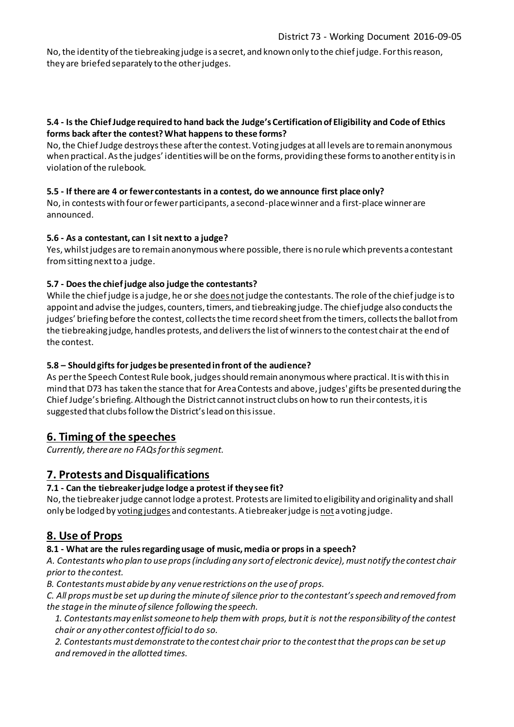No, the identity of the tiebreaking judge is a secret, and known only to the chief judge. For this reason, they are briefed separately to the other judges.

**5.4 - Is the Chief Judge required to hand back the Judge's Certification of Eligibility and Code of Ethics forms back after the contest? What happens to these forms?**

No, the Chief Judge destroys these after the contest. Voting judges at all levels are to remain anonymous when practical. As the judges' identities will be on the forms, providing these forms to another entity is in violation of the rulebook.

**5.5 - If there are 4 or fewer contestants in a contest, do we announce first place only?**

No, in contests with four or fewer participants, a second-place winner and a first-place winner are announced.

**5.6 - As a contestant, can I sit next to a judge?**

Yes, whilst judges are to remain anonymous where possible, there is no rule which prevents a contestant from sitting next to a judge.

**5.7 - Does the chief judge also judge the contestants?**

While the chief judge is a judge, he or she does not judge the contestants. The role of the chief judge is to appoint and advise the judges, counters, timers, and tiebreaking judge. The chief judge also conducts the judges' briefing before the contest, collects the time record sheet from the timers, collects the ballot from the tiebreaking judge, handles protests, and delivers the list of winners to the contest chair at the end of the contest.

**5.8 – Should gifts for judges be presented in front of the audience?**

As per the Speech Contest Rule book, judges should remain anonymous where practical. It is with this in mind that D73 has taken the stance that for Area Contests and above, judges' gifts be presented during the Chief Judge's briefing. Although the District cannot instruct clubs on how to run their contests, it is suggested that clubs follow the District's lead on this issue.

## 6. Timing of the speeches

*Currently, there are no FAQs for this segment.*

## 7. Protests and Disqualifications

**7.1 - Can the tiebreaker judge lodge a protest if they see fit?**

No, the tiebreaker judge cannot lodge a protest. Protests are limited to eligibility and originality and shall only be lodged by voting judges and contestants. A tiebreaker judge is not a voting judge.

## 8. Use of Props

**8.1 - What are the rules regarding usage of music, media or props in a speech?**

*A. Contestants who plan to use props (including any sort of electronic device), must notify the contest chair prior to the contest.*

*B. Contestants must abide by any venue restrictions on the use of props.*

*C. All props must be set up during the minute of silence prior to the contestant's speech and removed from the stage in the minute of silence following the speech.*

*1. Contestants may enlist someone to help them with props, but it is not the responsibility of the contest chair or any other contest official to do so.*

*2. Contestants must demonstrate to the contest chair prior to the contest that the props can be set up and removed in the allotted times.*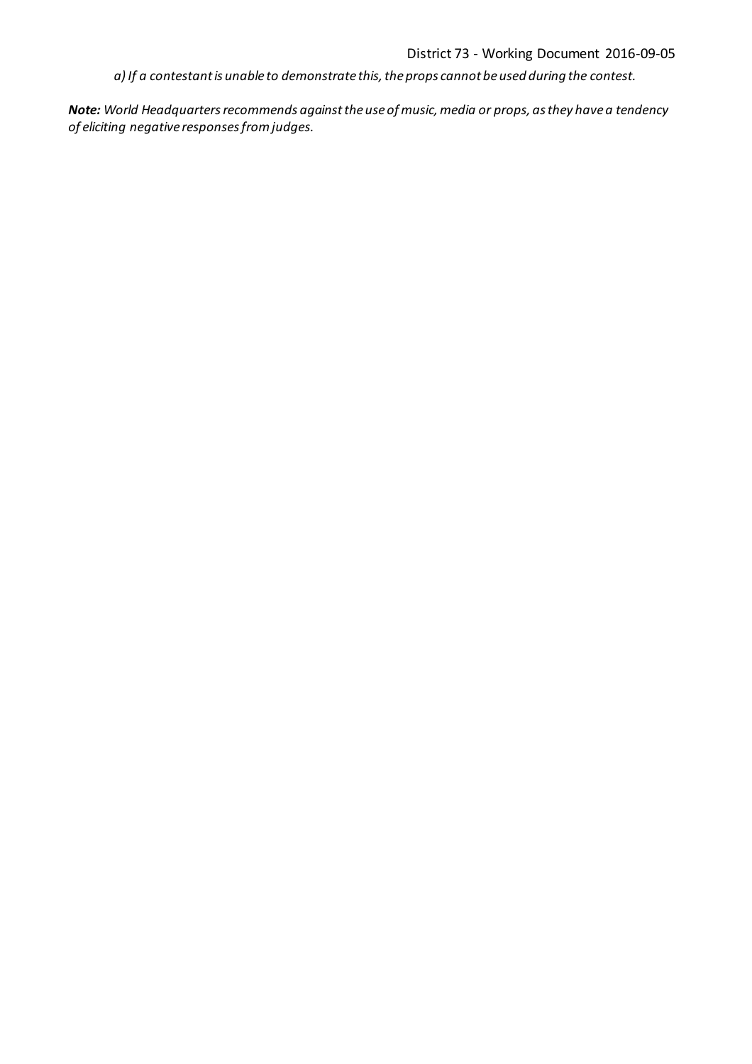*a) If a contestant is unable to demonstrate this, the props cannot be used during the contest.*

***Note:** World Headquarters recommends against the use of music, media or props, as they have a tendency of eliciting negative responses from judges.*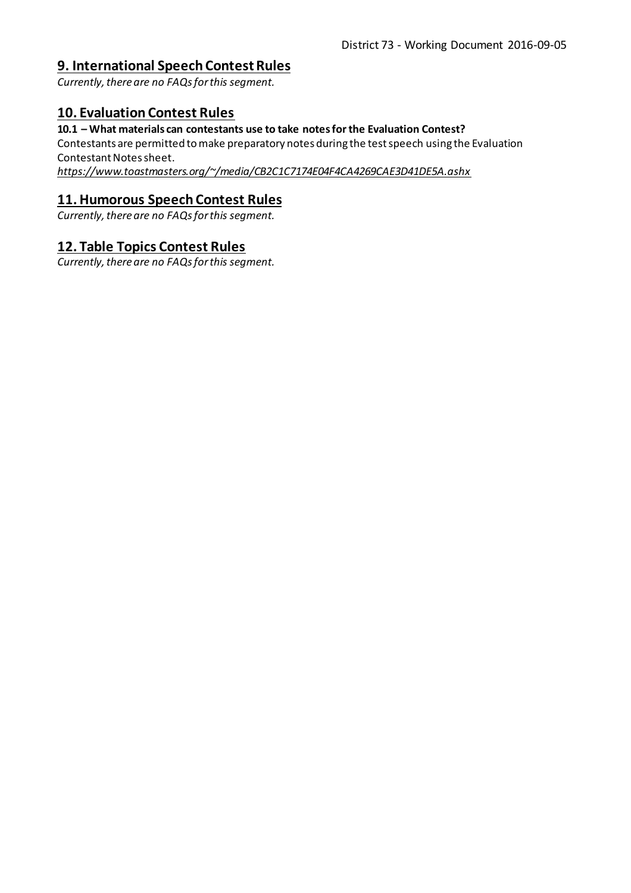## 9. International Speech Contest Rules

*Currently, there are no FAQs for this segment.*

## 10. Evaluation Contest Rules

**10.1 – What materials can contestants use to take notes for the Evaluation Contest?**

Contestants are permitted to make preparatory notes during the test speech using the Evaluation Contestant Notes sheet.

*https://www.toastmasters.org/~/media/CB2C1C7174E04F4CA4269CAE3D41DE5A.ashx*

## 11. Humorous Speech Contest Rules

*Currently, there are no FAQs for this segment.*

## 12. Table Topics Contest Rules

*Currently, there are no FAQs for this segment.*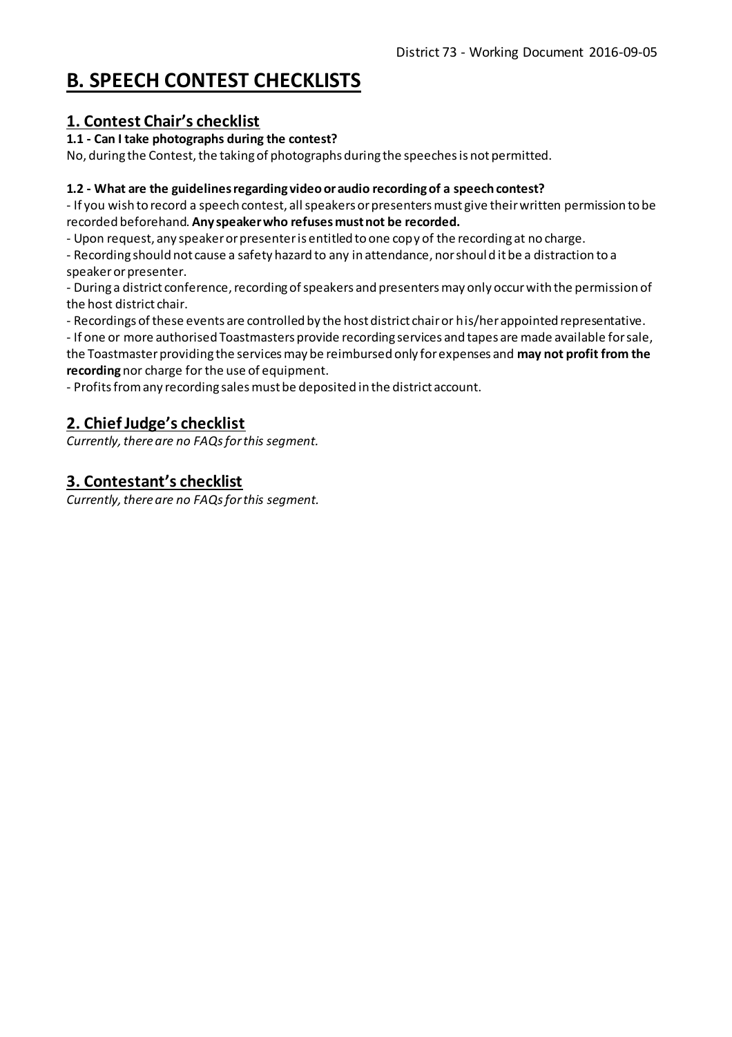# B. SPEECH CONTEST CHECKLISTS

## 1. Contest Chair's checklist

**1.1 - Can I take photographs during the contest?**

No, during the Contest, the taking of photographs during the speeches is not permitted.

**1.2 - What are the guidelines regarding video or audio recording of a speech contest?**

- If you wish to record a speech contest, all speakers or presenters must give their written permission to be recorded beforehand. **Any speaker who refuses must not be recorded.**
- Upon request, any speaker or presenter is entitled to one copy of the recording at no charge.
- Recording should not cause a safety hazard to any in attendance, nor should it be a distraction to a speaker or presenter.
- During a district conference, recording of speakers and presenters may only occur with the permission of the host district chair.
- Recordings of these events are controlled by the host district chair or his/her appointed representative.
- If one or more authorised Toastmasters provide recording services and tapes are made available for sale, the Toastmaster providing the services may be reimbursed only for expenses and **may not profit from the recording** nor charge for the use of equipment.
- Profits from any recording sales must be deposited in the district account.

## 2. Chief Judge's checklist

*Currently, there are no FAQs for this segment.*

## 3. Contestant's checklist

*Currently, there are no FAQs for this segment.*